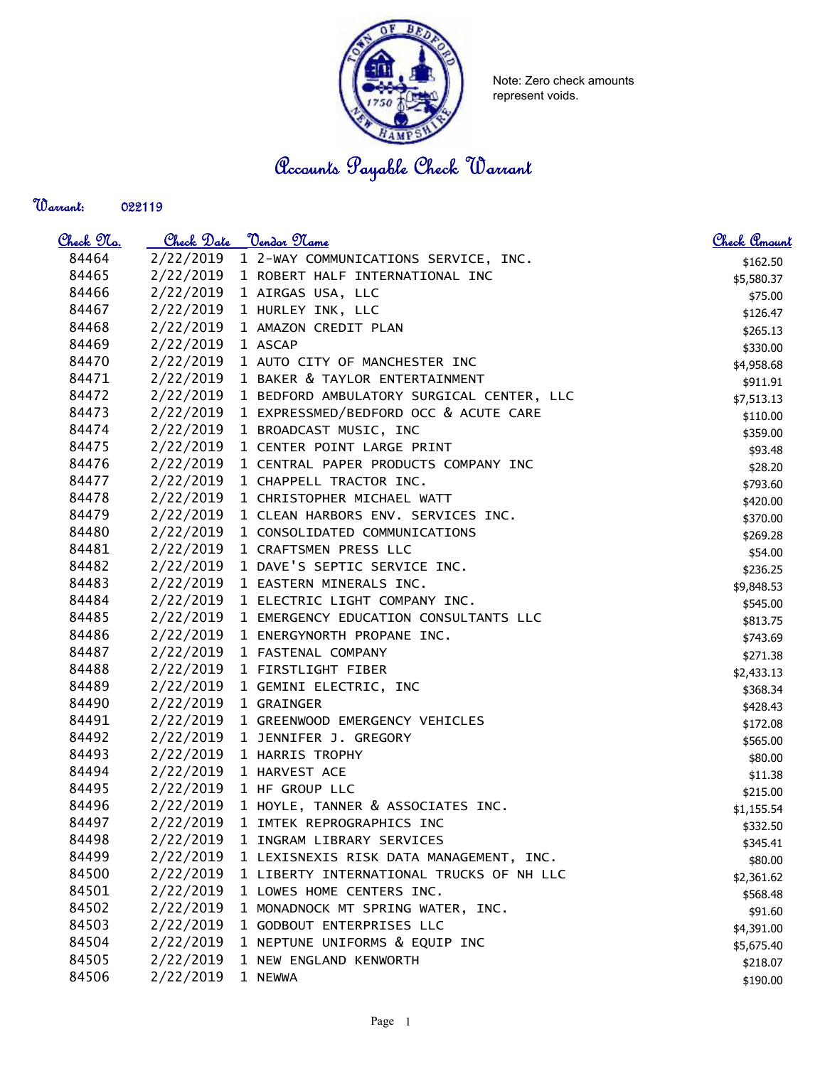Note: Zero check amounts represent voids.

# Accounts Payable Check Warrant

**Warrant:** 022119

| Check No. | Check Date | Vendor Name | Check Amount |
|---|---|---|---|
| 84464 | 2/22/2019 | 1 2-WAY COMMUNICATIONS SERVICE, INC. | $162.50 |
| 84465 | 2/22/2019 | 1 ROBERT HALF INTERNATIONAL INC | $5,580.37 |
| 84466 | 2/22/2019 | 1 AIRGAS USA, LLC | $75.00 |
| 84467 | 2/22/2019 | 1 HURLEY INK, LLC | $126.47 |
| 84468 | 2/22/2019 | 1 AMAZON CREDIT PLAN | $265.13 |
| 84469 | 2/22/2019 | 1 ASCAP | $330.00 |
| 84470 | 2/22/2019 | 1 AUTO CITY OF MANCHESTER INC | $4,958.68 |
| 84471 | 2/22/2019 | 1 BAKER & TAYLOR ENTERTAINMENT | $911.91 |
| 84472 | 2/22/2019 | 1 BEDFORD AMBULATORY SURGICAL CENTER, LLC | $7,513.13 |
| 84473 | 2/22/2019 | 1 EXPRESSMED/BEDFORD OCC & ACUTE CARE | $110.00 |
| 84474 | 2/22/2019 | 1 BROADCAST MUSIC, INC | $359.00 |
| 84475 | 2/22/2019 | 1 CENTER POINT LARGE PRINT | $93.48 |
| 84476 | 2/22/2019 | 1 CENTRAL PAPER PRODUCTS COMPANY INC | $28.20 |
| 84477 | 2/22/2019 | 1 CHAPPELL TRACTOR INC. | $793.60 |
| 84478 | 2/22/2019 | 1 CHRISTOPHER MICHAEL WATT | $420.00 |
| 84479 | 2/22/2019 | 1 CLEAN HARBORS ENV. SERVICES INC. | $370.00 |
| 84480 | 2/22/2019 | 1 CONSOLIDATED COMMUNICATIONS | $269.28 |
| 84481 | 2/22/2019 | 1 CRAFTSMEN PRESS LLC | $54.00 |
| 84482 | 2/22/2019 | 1 DAVE'S SEPTIC SERVICE INC. | $236.25 |
| 84483 | 2/22/2019 | 1 EASTERN MINERALS INC. | $9,848.53 |
| 84484 | 2/22/2019 | 1 ELECTRIC LIGHT COMPANY INC. | $545.00 |
| 84485 | 2/22/2019 | 1 EMERGENCY EDUCATION CONSULTANTS LLC | $813.75 |
| 84486 | 2/22/2019 | 1 ENERGYNORTH PROPANE INC. | $743.69 |
| 84487 | 2/22/2019 | 1 FASTENAL COMPANY | $271.38 |
| 84488 | 2/22/2019 | 1 FIRSTLIGHT FIBER | $2,433.13 |
| 84489 | 2/22/2019 | 1 GEMINI ELECTRIC, INC | $368.34 |
| 84490 | 2/22/2019 | 1 GRAINGER | $428.43 |
| 84491 | 2/22/2019 | 1 GREENWOOD EMERGENCY VEHICLES | $172.08 |
| 84492 | 2/22/2019 | 1 JENNIFER J. GREGORY | $565.00 |
| 84493 | 2/22/2019 | 1 HARRIS TROPHY | $80.00 |
| 84494 | 2/22/2019 | 1 HARVEST ACE | $11.38 |
| 84495 | 2/22/2019 | 1 HF GROUP LLC | $215.00 |
| 84496 | 2/22/2019 | 1 HOYLE, TANNER & ASSOCIATES INC. | $1,155.54 |
| 84497 | 2/22/2019 | 1 IMTEK REPROGRAPHICS INC | $332.50 |
| 84498 | 2/22/2019 | 1 INGRAM LIBRARY SERVICES | $345.41 |
| 84499 | 2/22/2019 | 1 LEXISNEXIS RISK DATA MANAGEMENT, INC. | $80.00 |
| 84500 | 2/22/2019 | 1 LIBERTY INTERNATIONAL TRUCKS OF NH LLC | $2,361.62 |
| 84501 | 2/22/2019 | 1 LOWES HOME CENTERS INC. | $568.48 |
| 84502 | 2/22/2019 | 1 MONADNOCK MT SPRING WATER, INC. | $91.60 |
| 84503 | 2/22/2019 | 1 GODBOUT ENTERPRISES LLC | $4,391.00 |
| 84504 | 2/22/2019 | 1 NEPTUNE UNIFORMS & EQUIP INC | $5,675.40 |
| 84505 | 2/22/2019 | 1 NEW ENGLAND KENWORTH | $218.07 |
| 84506 | 2/22/2019 | 1 NEWWA | $190.00 |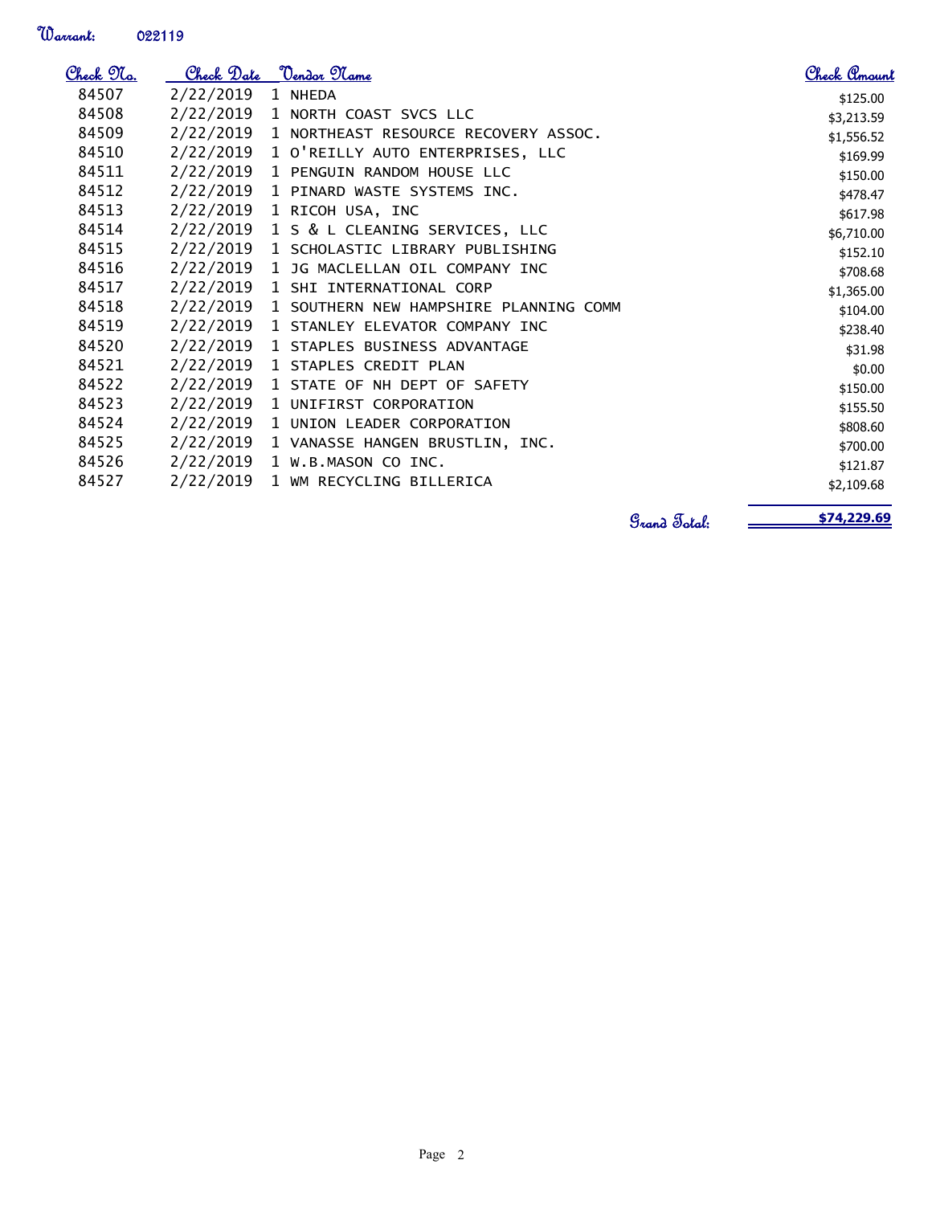Warrant: 022119

| Check No. | Check Date | Vendor Name | Check Amount |
|---|---|---|---|
| 84507 | 2/22/2019 | 1 NHEDA | $125.00 |
| 84508 | 2/22/2019 | 1 NORTH COAST SVCS LLC | $3,213.59 |
| 84509 | 2/22/2019 | 1 NORTHEAST RESOURCE RECOVERY ASSOC. | $1,556.52 |
| 84510 | 2/22/2019 | 1 O'REILLY AUTO ENTERPRISES, LLC | $169.99 |
| 84511 | 2/22/2019 | 1 PENGUIN RANDOM HOUSE LLC | $150.00 |
| 84512 | 2/22/2019 | 1 PINARD WASTE SYSTEMS INC. | $478.47 |
| 84513 | 2/22/2019 | 1 RICOH USA, INC | $617.98 |
| 84514 | 2/22/2019 | 1 S & L CLEANING SERVICES, LLC | $6,710.00 |
| 84515 | 2/22/2019 | 1 SCHOLASTIC LIBRARY PUBLISHING | $152.10 |
| 84516 | 2/22/2019 | 1 JG MACLELLAN OIL COMPANY INC | $708.68 |
| 84517 | 2/22/2019 | 1 SHI INTERNATIONAL CORP | $1,365.00 |
| 84518 | 2/22/2019 | 1 SOUTHERN NEW HAMPSHIRE PLANNING COMM | $104.00 |
| 84519 | 2/22/2019 | 1 STANLEY ELEVATOR COMPANY INC | $238.40 |
| 84520 | 2/22/2019 | 1 STAPLES BUSINESS ADVANTAGE | $31.98 |
| 84521 | 2/22/2019 | 1 STAPLES CREDIT PLAN | $0.00 |
| 84522 | 2/22/2019 | 1 STATE OF NH DEPT OF SAFETY | $150.00 |
| 84523 | 2/22/2019 | 1 UNIFIRST CORPORATION | $155.50 |
| 84524 | 2/22/2019 | 1 UNION LEADER CORPORATION | $808.60 |
| 84525 | 2/22/2019 | 1 VANASSE HANGEN BRUSTLIN, INC. | $700.00 |
| 84526 | 2/22/2019 | 1 W.B.MASON CO INC. | $121.87 |
| 84527 | 2/22/2019 | 1 WM RECYCLING BILLERICA | $2,109.68 |
| | | Grand Total: | **$74,229.69** |